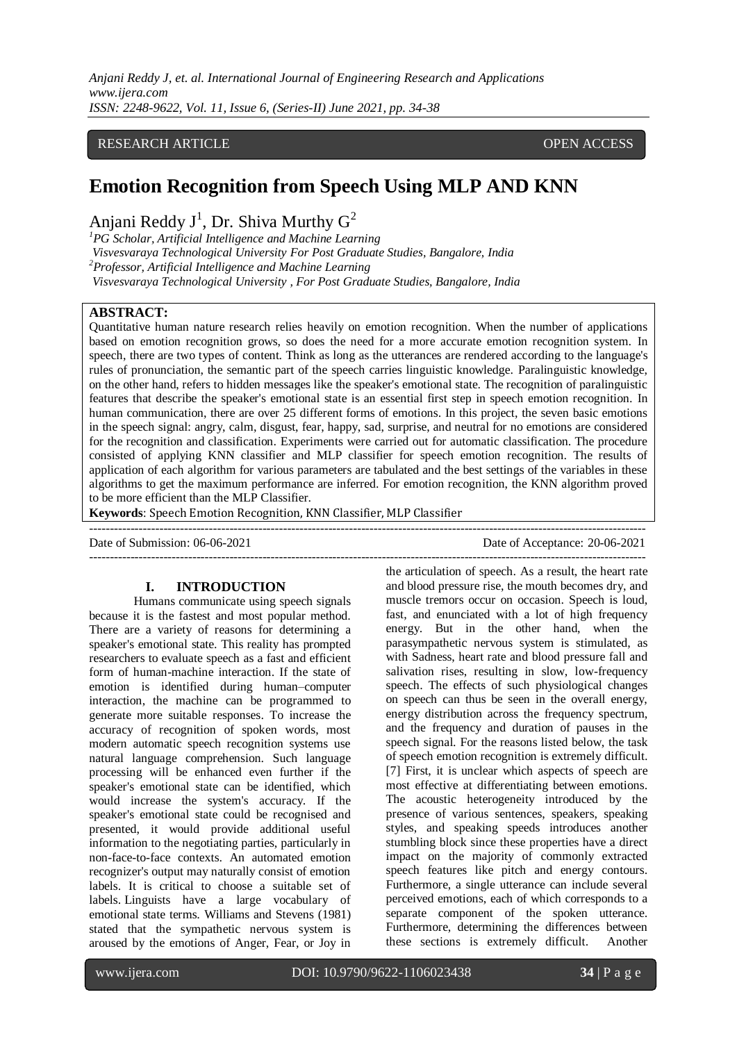RESEARCH ARTICLE OPEN ACCESS

# Emotion Recognition from Speech Using MLP AND KNN

Anjani Reddy J[1], Dr. Shiva Murthy G[2]

[1]*PG Scholar, Artificial Intelligence and Machine Learning*
*Visvesvaraya Technological University For Post Graduate Studies, Bangalore, India*
[2]*Professor, Artificial Intelligence and Machine Learning*
*Visvesvaraya Technological University , For Post Graduate Studies, Bangalore, India*

**ABSTRACT:**
Quantitative human nature research relies heavily on emotion recognition. When the number of applications based on emotion recognition grows, so does the need for a more accurate emotion recognition system. In speech, there are two types of content. Think as long as the utterances are rendered according to the language's rules of pronunciation, the semantic part of the speech carries linguistic knowledge. Paralinguistic knowledge, on the other hand, refers to hidden messages like the speaker's emotional state. The recognition of paralinguistic features that describe the speaker's emotional state is an essential first step in speech emotion recognition. In human communication, there are over 25 different forms of emotions. In this project, the seven basic emotions in the speech signal: angry, calm, disgust, fear, happy, sad, surprise, and neutral for no emotions are considered for the recognition and classification. Experiments were carried out for automatic classification. The procedure consisted of applying KNN classifier and MLP classifier for speech emotion recognition. The results of application of each algorithm for various parameters are tabulated and the best settings of the variables in these algorithms to get the maximum performance are inferred. For emotion recognition, the KNN algorithm proved to be more efficient than the MLP Classifier.

**Keywords**: Speech Emotion Recognition, KNN Classifier, MLP Classifier

---

Date of Submission: 06-06-2021 Date of Acceptance: 20-06-2021

---

## I. INTRODUCTION

Humans communicate using speech signals because it is the fastest and most popular method. There are a variety of reasons for determining a speaker's emotional state. This reality has prompted researchers to evaluate speech as a fast and efficient form of human-machine interaction. If the state of emotion is identified during human–computer interaction, the machine can be programmed to generate more suitable responses. To increase the accuracy of recognition of spoken words, most modern automatic speech recognition systems use natural language comprehension. Such language processing will be enhanced even further if the speaker's emotional state can be identified, which would increase the system's accuracy. If the speaker's emotional state could be recognised and presented, it would provide additional useful information to the negotiating parties, particularly in non-face-to-face contexts. An automated emotion recognizer's output may naturally consist of emotion labels. It is critical to choose a suitable set of labels. Linguists have a large vocabulary of emotional state terms. Williams and Stevens (1981) stated that the sympathetic nervous system is aroused by the emotions of Anger, Fear, or Joy in the articulation of speech. As a result, the heart rate and blood pressure rise, the mouth becomes dry, and muscle tremors occur on occasion. Speech is loud, fast, and enunciated with a lot of high frequency energy. But in the other hand, when the parasympathetic nervous system is stimulated, as with Sadness, heart rate and blood pressure fall and salivation rises, resulting in slow, low-frequency speech. The effects of such physiological changes on speech can thus be seen in the overall energy, energy distribution across the frequency spectrum, and the frequency and duration of pauses in the speech signal. For the reasons listed below, the task of speech emotion recognition is extremely difficult. [7] First, it is unclear which aspects of speech are most effective at differentiating between emotions. The acoustic heterogeneity introduced by the presence of various sentences, speakers, speaking styles, and speaking speeds introduces another stumbling block since these properties have a direct impact on the majority of commonly extracted speech features like pitch and energy contours. Furthermore, a single utterance can include several perceived emotions, each of which corresponds to a separate component of the spoken utterance. Furthermore, determining the differences between these sections is extremely difficult. Another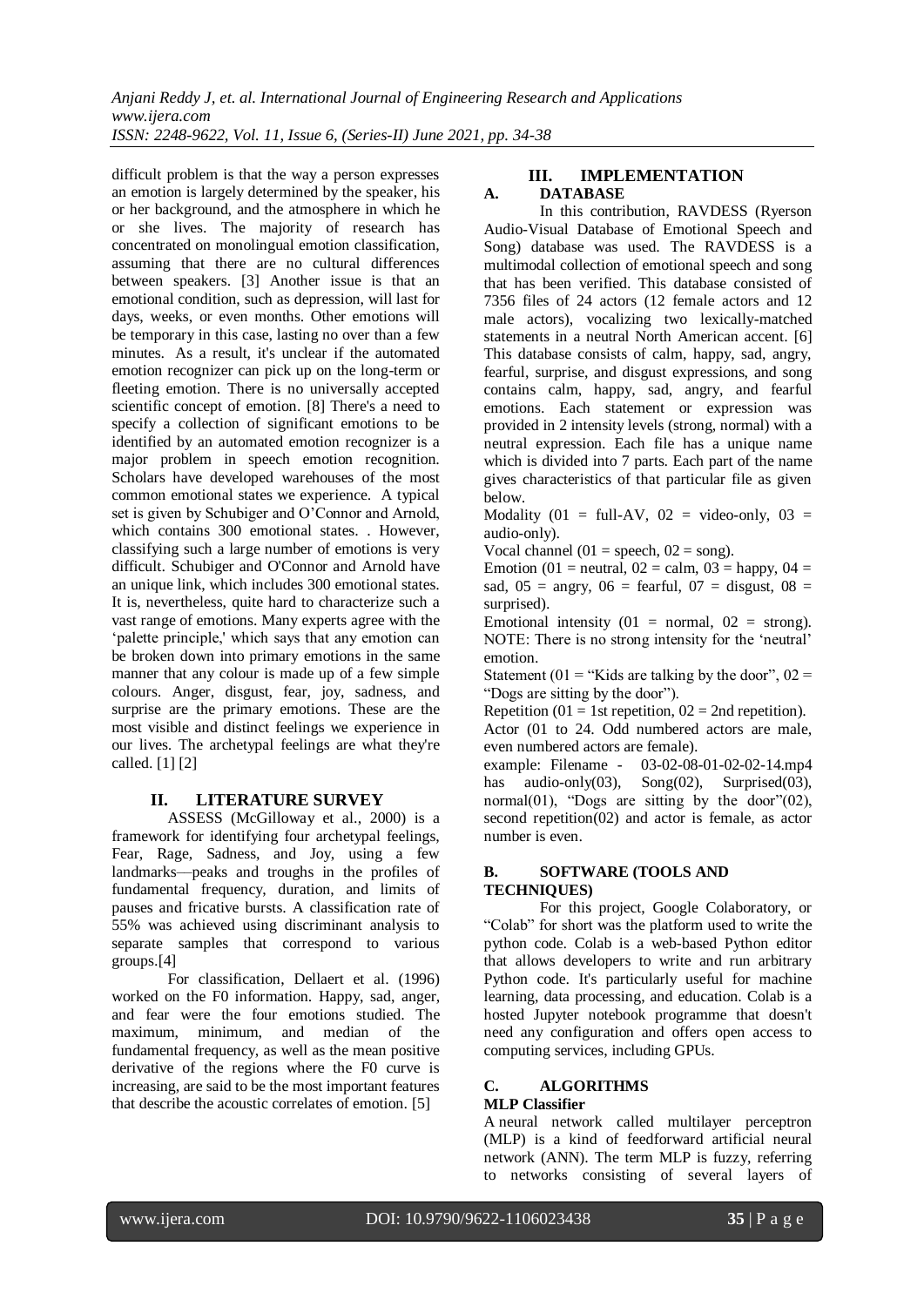difficult problem is that the way a person expresses an emotion is largely determined by the speaker, his or her background, and the atmosphere in which he or she lives. The majority of research has concentrated on monolingual emotion classification, assuming that there are no cultural differences between speakers. [3] Another issue is that an emotional condition, such as depression, will last for days, weeks, or even months. Other emotions will be temporary in this case, lasting no over than a few minutes. As a result, it's unclear if the automated emotion recognizer can pick up on the long-term or fleeting emotion. There is no universally accepted scientific concept of emotion. [8] There's a need to specify a collection of significant emotions to be identified by an automated emotion recognizer is a major problem in speech emotion recognition. Scholars have developed warehouses of the most common emotional states we experience. A typical set is given by Schubiger and O'Connor and Arnold, which contains 300 emotional states. . However, classifying such a large number of emotions is very difficult. Schubiger and O'Connor and Arnold have an unique link, which includes 300 emotional states. It is, nevertheless, quite hard to characterize such a vast range of emotions. Many experts agree with the 'palette principle,' which says that any emotion can be broken down into primary emotions in the same manner that any colour is made up of a few simple colours. Anger, disgust, fear, joy, sadness, and surprise are the primary emotions. These are the most visible and distinct feelings we experience in our lives. The archetypal feelings are what they're called. [1] [2]

## II. LITERATURE SURVEY

ASSESS (McGilloway et al., 2000) is a framework for identifying four archetypal feelings, Fear, Rage, Sadness, and Joy, using a few landmarks—peaks and troughs in the profiles of fundamental frequency, duration, and limits of pauses and fricative bursts. A classification rate of 55% was achieved using discriminant analysis to separate samples that correspond to various groups.[4]

For classification, Dellaert et al. (1996) worked on the F0 information. Happy, sad, anger, and fear were the four emotions studied. The maximum, minimum, and median of the fundamental frequency, as well as the mean positive derivative of the regions where the F0 curve is increasing, are said to be the most important features that describe the acoustic correlates of emotion. [5]

## III. IMPLEMENTATION

### A. DATABASE

In this contribution, RAVDESS (Ryerson Audio-Visual Database of Emotional Speech and Song) database was used. The RAVDESS is a multimodal collection of emotional speech and song that has been verified. This database consisted of 7356 files of 24 actors (12 female actors and 12 male actors), vocalizing two lexically-matched statements in a neutral North American accent. [6] This database consists of calm, happy, sad, angry, fearful, surprise, and disgust expressions, and song contains calm, happy, sad, angry, and fearful emotions. Each statement or expression was provided in 2 intensity levels (strong, normal) with a neutral expression. Each file has a unique name which is divided into 7 parts. Each part of the name gives characteristics of that particular file as given below.

Modality (01 = full-AV, 02 = video-only, 03 = audio-only).

Vocal channel (01 = speech, 02 = song).

Emotion (01 = neutral, 02 = calm, 03 = happy, 04 = sad, 05 = angry, 06 = fearful, 07 = disgust, 08 = surprised).

Emotional intensity (01 = normal, 02 = strong). NOTE: There is no strong intensity for the 'neutral' emotion.

Statement (01 = "Kids are talking by the door", 02 = "Dogs are sitting by the door").

Repetition (01 = 1st repetition, 02 = 2nd repetition).

Actor (01 to 24. Odd numbered actors are male, even numbered actors are female).

example: Filename - 03-02-08-01-02-02-14.mp4 has audio-only(03), Song(02), Surprised(03), normal(01), "Dogs are sitting by the door"(02), second repetition(02) and actor is female, as actor number is even.

### B. SOFTWARE (TOOLS AND TECHNIQUES)

For this project, Google Colaboratory, or "Colab" for short was the platform used to write the python code. Colab is a web-based Python editor that allows developers to write and run arbitrary Python code. It's particularly useful for machine learning, data processing, and education. Colab is a hosted Jupyter notebook programme that doesn't need any configuration and offers open access to computing services, including GPUs.

### C. ALGORITHMS

**MLP Classifier**

A neural network called multilayer perceptron (MLP) is a kind of feedforward artificial neural network (ANN). The term MLP is fuzzy, referring to networks consisting of several layers of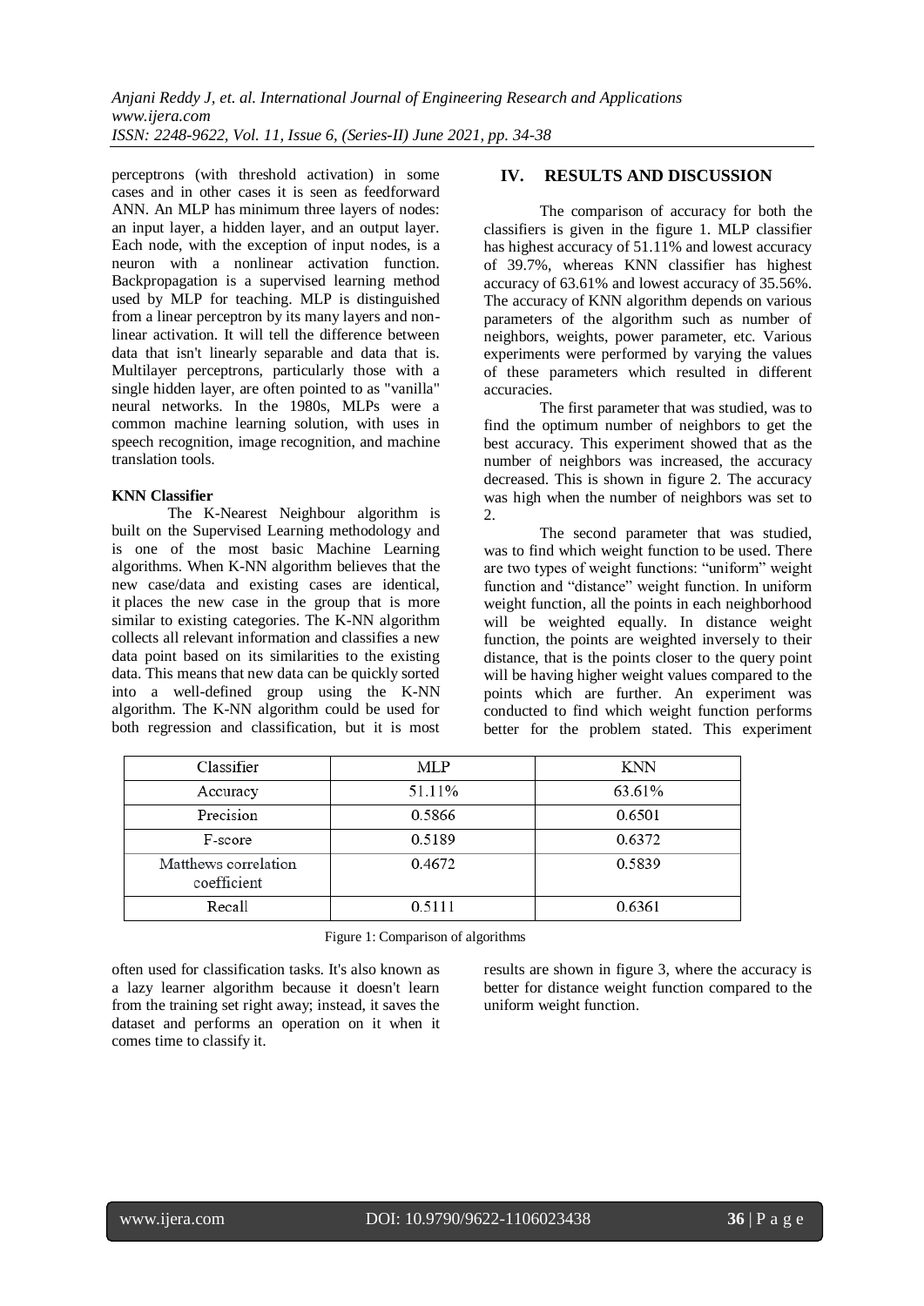perceptrons (with threshold activation) in some cases and in other cases it is seen as feedforward ANN. An MLP has minimum three layers of nodes: an input layer, a hidden layer, and an output layer. Each node, with the exception of input nodes, is a neuron with a nonlinear activation function. Backpropagation is a supervised learning method used by MLP for teaching. MLP is distinguished from a linear perceptron by its many layers and non-linear activation. It will tell the difference between data that isn't linearly separable and data that is. Multilayer perceptrons, particularly those with a single hidden layer, are often pointed to as "vanilla" neural networks. In the 1980s, MLPs were a common machine learning solution, with uses in speech recognition, image recognition, and machine translation tools.

**KNN Classifier**

The K-Nearest Neighbour algorithm is built on the Supervised Learning methodology and is one of the most basic Machine Learning algorithms. When K-NN algorithm believes that the new case/data and existing cases are identical, it places the new case in the group that is more similar to existing categories. The K-NN algorithm collects all relevant information and classifies a new data point based on its similarities to the existing data. This means that new data can be quickly sorted into a well-defined group using the K-NN algorithm. The K-NN algorithm could be used for both regression and classification, but it is most often used for classification tasks. It's also known as a lazy learner algorithm because it doesn't learn from the training set right away; instead, it saves the dataset and performs an operation on it when it comes time to classify it.

## IV. RESULTS AND DISCUSSION

The comparison of accuracy for both the classifiers is given in the figure 1. MLP classifier has highest accuracy of 51.11% and lowest accuracy of 39.7%, whereas KNN classifier has highest accuracy of 63.61% and lowest accuracy of 35.56%. The accuracy of KNN algorithm depends on various parameters of the algorithm such as number of neighbors, weights, power parameter, etc. Various experiments were performed by varying the values of these parameters which resulted in different accuracies.

The first parameter that was studied, was to find the optimum number of neighbors to get the best accuracy. This experiment showed that as the number of neighbors was increased, the accuracy decreased. This is shown in figure 2. The accuracy was high when the number of neighbors was set to 2.

The second parameter that was studied, was to find which weight function to be used. There are two types of weight functions: "uniform" weight function and "distance" weight function. In uniform weight function, all the points in each neighborhood will be weighted equally. In distance weight function, the points are weighted inversely to their distance, that is the points closer to the query point will be having higher weight values compared to the points which are further. An experiment was conducted to find which weight function performs better for the problem stated. This experiment results are shown in figure 3, where the accuracy is better for distance weight function compared to the uniform weight function.

| Classifier | MLP | KNN |
|---|---|---|
| Accuracy | 51.11% | 63.61% |
| Precision | 0.5866 | 0.6501 |
| F-score | 0.5189 | 0.6372 |
| Matthews correlation coefficient | 0.4672 | 0.5839 |
| Recall | 0.5111 | 0.6361 |

Figure 1: Comparison of algorithms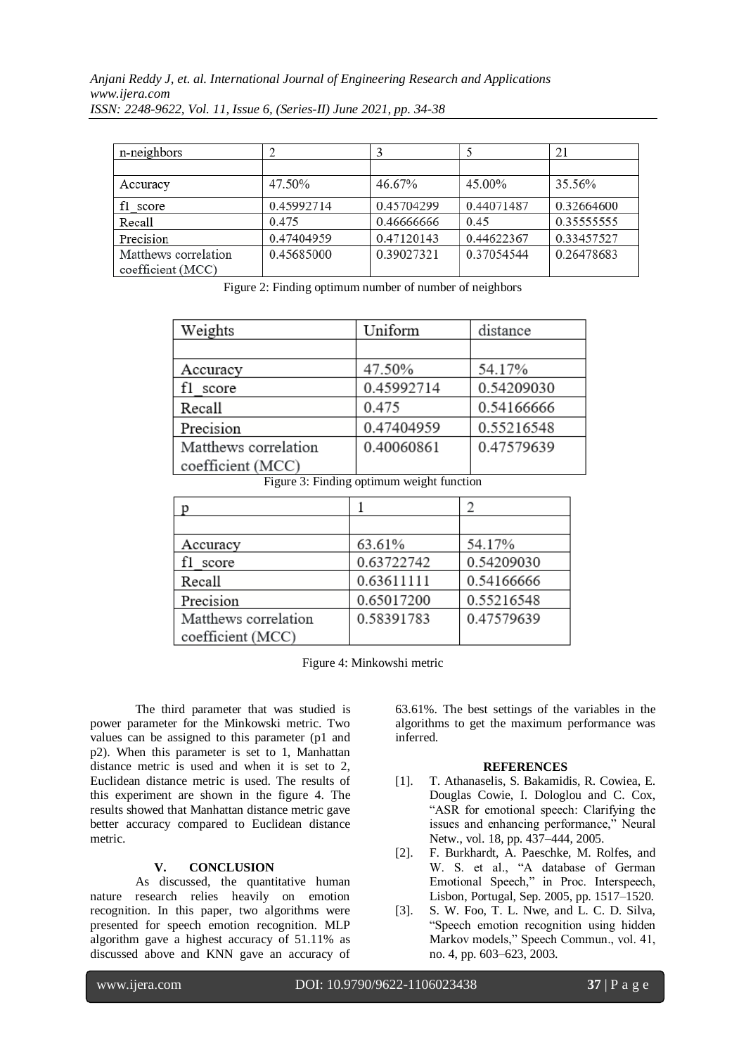| n-neighbors | 2 | 3 | 5 | 21 |
|---|---|---|---|---|
| | | | | |
| Accuracy | 47.50% | 46.67% | 45.00% | 35.56% |
| f1_score | 0.45992714 | 0.45704299 | 0.44071487 | 0.32664600 |
| Recall | 0.475 | 0.46666666 | 0.45 | 0.35555555 |
| Precision | 0.47404959 | 0.47120143 | 0.44622367 | 0.33457527 |
| Matthews correlation coefficient (MCC) | 0.45685000 | 0.39027321 | 0.37054544 | 0.26478683 |

Figure 2: Finding optimum number of number of neighbors

| Weights | Uniform | distance |
|---|---|---|
| | | |
| Accuracy | 47.50% | 54.17% |
| f1_score | 0.45992714 | 0.54209030 |
| Recall | 0.475 | 0.54166666 |
| Precision | 0.47404959 | 0.55216548 |
| Matthews correlation coefficient (MCC) | 0.40060861 | 0.47579639 |

Figure 3: Finding optimum weight function

| p | 1 | 2 |
|---|---|---|
| | | |
| Accuracy | 63.61% | 54.17% |
| f1_score | 0.63722742 | 0.54209030 |
| Recall | 0.63611111 | 0.54166666 |
| Precision | 0.65017200 | 0.55216548 |
| Matthews correlation coefficient (MCC) | 0.58391783 | 0.47579639 |

Figure 4: Minkowshi metric

The third parameter that was studied is power parameter for the Minkowski metric. Two values can be assigned to this parameter (p1 and p2). When this parameter is set to 1, Manhattan distance metric is used and when it is set to 2, Euclidean distance metric is used. The results of this experiment are shown in the figure 4. The results showed that Manhattan distance metric gave better accuracy compared to Euclidean distance metric.

## V. CONCLUSION

As discussed, the quantitative human nature research relies heavily on emotion recognition. In this paper, two algorithms were presented for speech emotion recognition. MLP algorithm gave a highest accuracy of 51.11% as discussed above and KNN gave an accuracy of 63.61%. The best settings of the variables in the algorithms to get the maximum performance was inferred.

## REFERENCES

[1]. T. Athanaselis, S. Bakamidis, R. Cowiea, E. Douglas Cowie, I. Dologlou and C. Cox, "ASR for emotional speech: Clarifying the issues and enhancing performance," Neural Netw., vol. 18, pp. 437–444, 2005.

[2]. F. Burkhardt, A. Paeschke, M. Rolfes, and W. S. et al., "A database of German Emotional Speech," in Proc. Interspeech, Lisbon, Portugal, Sep. 2005, pp. 1517–1520.

[3]. S. W. Foo, T. L. Nwe, and L. C. D. Silva, "Speech emotion recognition using hidden Markov models," Speech Commun., vol. 41, no. 4, pp. 603–623, 2003.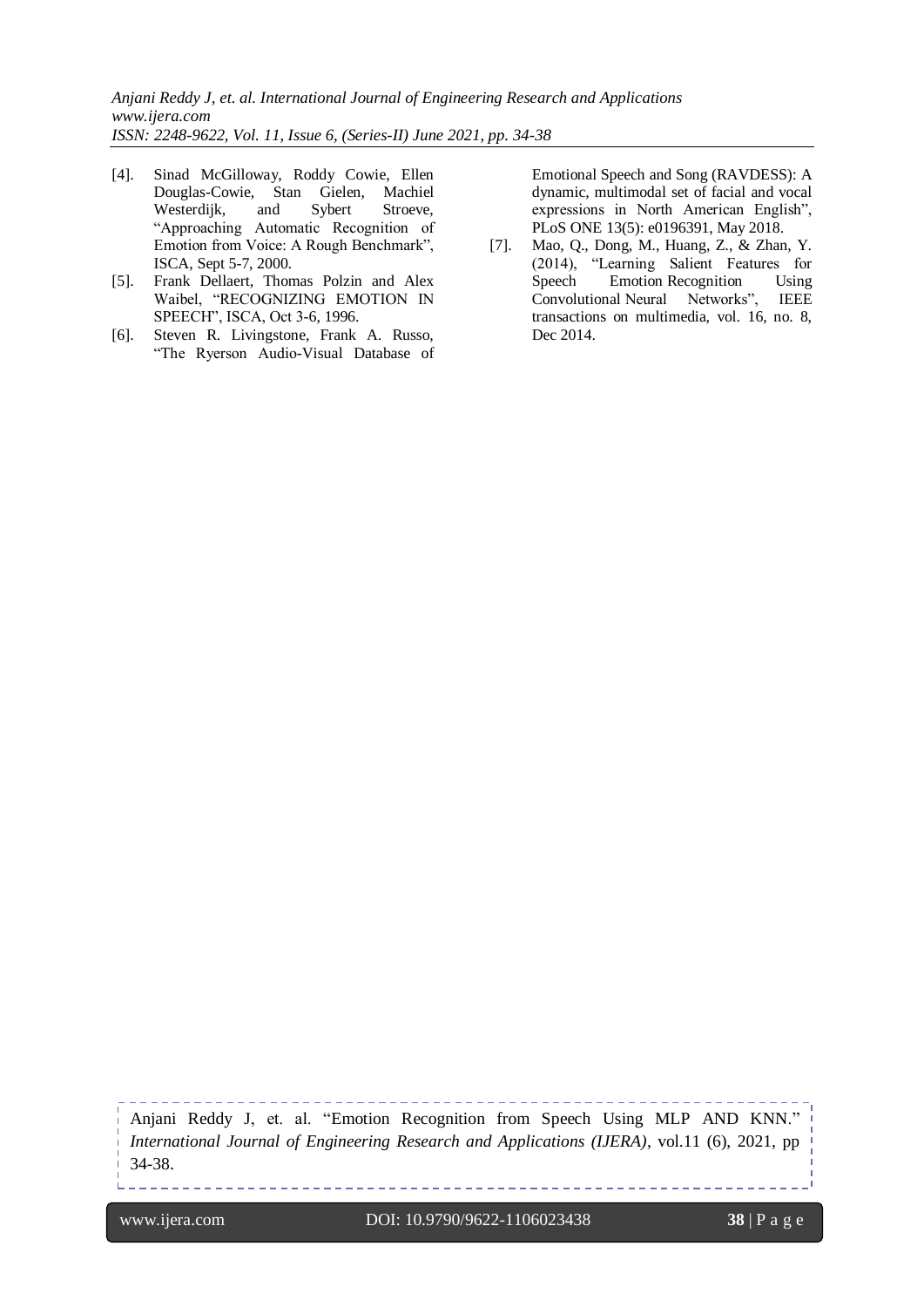[4]. Sinad McGilloway, Roddy Cowie, Ellen Douglas-Cowie, Stan Gielen, Machiel Westerdijk, and Sybert Stroeve, "Approaching Automatic Recognition of Emotion from Voice: A Rough Benchmark", ISCA, Sept 5-7, 2000.

[5]. Frank Dellaert, Thomas Polzin and Alex Waibel, "RECOGNIZING EMOTION IN SPEECH", ISCA, Oct 3-6, 1996.

[6]. Steven R. Livingstone, Frank A. Russo, "The Ryerson Audio-Visual Database of Emotional Speech and Song (RAVDESS): A dynamic, multimodal set of facial and vocal expressions in North American English", PLoS ONE 13(5): e0196391, May 2018.

[7]. Mao, Q., Dong, M., Huang, Z., & Zhan, Y. (2014), "Learning Salient Features for Speech Emotion Recognition Using Convolutional Neural Networks", IEEE transactions on multimedia, vol. 16, no. 8, Dec 2014.

Anjani Reddy J, et. al. "Emotion Recognition from Speech Using MLP AND KNN." *International Journal of Engineering Research and Applications (IJERA)*, vol.11 (6), 2021, pp 34-38.